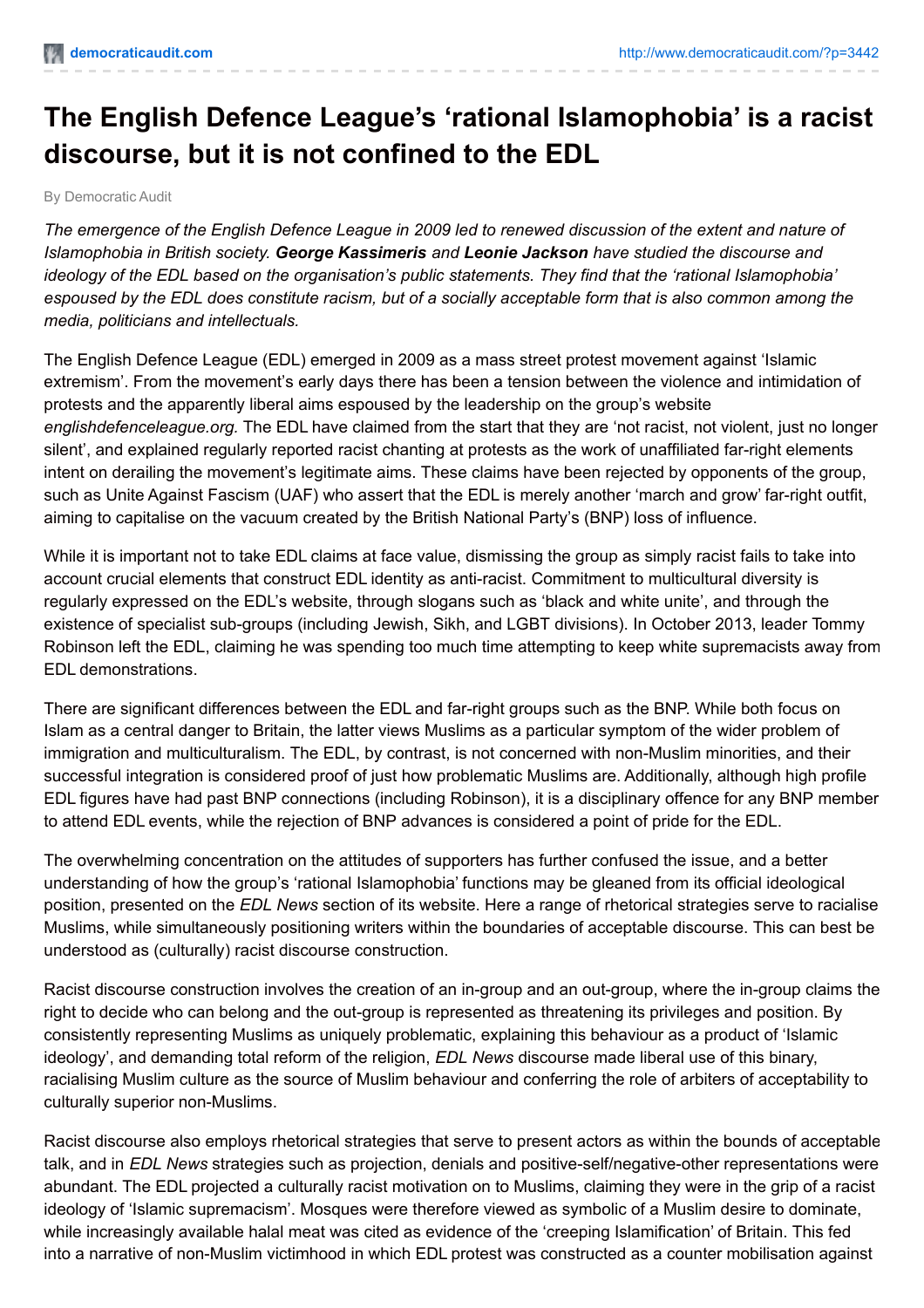# The English Defence League's 'rational Islamophobia' is a racist discourse, but it is not confined to the EDL

By Democratic Audit

*The emergence of the English Defence League in 2009 led to renewed discussion of the extent and nature of Islamophobia in British society.* ***George Kassimeris*** *and* ***Leonie Jackson*** *have studied the discourse and ideology of the EDL based on the organisation's public statements. They find that the 'rational Islamophobia' espoused by the EDL does constitute racism, but of a socially acceptable form that is also common among the media, politicians and intellectuals.*

The English Defence League (EDL) emerged in 2009 as a mass street protest movement against 'Islamic extremism'. From the movement's early days there has been a tension between the violence and intimidation of protests and the apparently liberal aims espoused by the leadership on the group's website *englishdefenceleague.org.* The EDL have claimed from the start that they are 'not racist, not violent, just no longer silent', and explained regularly reported racist chanting at protests as the work of unaffiliated far-right elements intent on derailing the movement's legitimate aims. These claims have been rejected by opponents of the group, such as Unite Against Fascism (UAF) who assert that the EDL is merely another 'march and grow' far-right outfit, aiming to capitalise on the vacuum created by the British National Party's (BNP) loss of influence.

While it is important not to take EDL claims at face value, dismissing the group as simply racist fails to take into account crucial elements that construct EDL identity as anti-racist. Commitment to multicultural diversity is regularly expressed on the EDL's website, through slogans such as 'black and white unite', and through the existence of specialist sub-groups (including Jewish, Sikh, and LGBT divisions). In October 2013, leader Tommy Robinson left the EDL, claiming he was spending too much time attempting to keep white supremacists away from EDL demonstrations.

There are significant differences between the EDL and far-right groups such as the BNP. While both focus on Islam as a central danger to Britain, the latter views Muslims as a particular symptom of the wider problem of immigration and multiculturalism. The EDL, by contrast, is not concerned with non-Muslim minorities, and their successful integration is considered proof of just how problematic Muslims are. Additionally, although high profile EDL figures have had past BNP connections (including Robinson), it is a disciplinary offence for any BNP member to attend EDL events, while the rejection of BNP advances is considered a point of pride for the EDL.

The overwhelming concentration on the attitudes of supporters has further confused the issue, and a better understanding of how the group's 'rational Islamophobia' functions may be gleaned from its official ideological position, presented on the *EDL News* section of its website. Here a range of rhetorical strategies serve to racialise Muslims, while simultaneously positioning writers within the boundaries of acceptable discourse. This can best be understood as (culturally) racist discourse construction.

Racist discourse construction involves the creation of an in-group and an out-group, where the in-group claims the right to decide who can belong and the out-group is represented as threatening its privileges and position. By consistently representing Muslims as uniquely problematic, explaining this behaviour as a product of 'Islamic ideology', and demanding total reform of the religion, *EDL News* discourse made liberal use of this binary, racialising Muslim culture as the source of Muslim behaviour and conferring the role of arbiters of acceptability to culturally superior non-Muslims.

Racist discourse also employs rhetorical strategies that serve to present actors as within the bounds of acceptable talk, and in *EDL News* strategies such as projection, denials and positive-self/negative-other representations were abundant. The EDL projected a culturally racist motivation on to Muslims, claiming they were in the grip of a racist ideology of 'Islamic supremacism'. Mosques were therefore viewed as symbolic of a Muslim desire to dominate, while increasingly available halal meat was cited as evidence of the 'creeping Islamification' of Britain. This fed into a narrative of non-Muslim victimhood in which EDL protest was constructed as a counter mobilisation against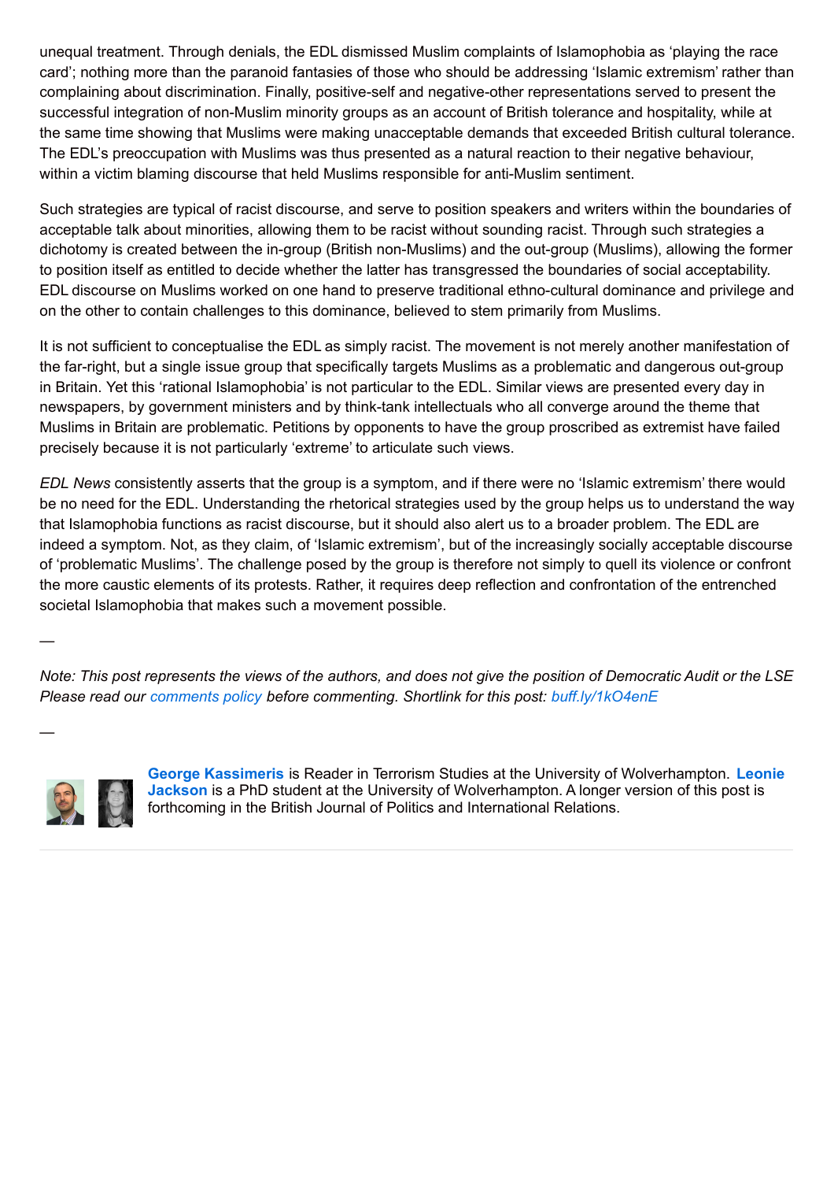unequal treatment. Through denials, the EDL dismissed Muslim complaints of Islamophobia as 'playing the race card'; nothing more than the paranoid fantasies of those who should be addressing 'Islamic extremism' rather than complaining about discrimination. Finally, positive-self and negative-other representations served to present the successful integration of non-Muslim minority groups as an account of British tolerance and hospitality, while at the same time showing that Muslims were making unacceptable demands that exceeded British cultural tolerance. The EDL's preoccupation with Muslims was thus presented as a natural reaction to their negative behaviour, within a victim blaming discourse that held Muslims responsible for anti-Muslim sentiment.

Such strategies are typical of racist discourse, and serve to position speakers and writers within the boundaries of acceptable talk about minorities, allowing them to be racist without sounding racist. Through such strategies a dichotomy is created between the in-group (British non-Muslims) and the out-group (Muslims), allowing the former to position itself as entitled to decide whether the latter has transgressed the boundaries of social acceptability. EDL discourse on Muslims worked on one hand to preserve traditional ethno-cultural dominance and privilege and on the other to contain challenges to this dominance, believed to stem primarily from Muslims.

It is not sufficient to conceptualise the EDL as simply racist. The movement is not merely another manifestation of the far-right, but a single issue group that specifically targets Muslims as a problematic and dangerous out-group in Britain. Yet this 'rational Islamophobia' is not particular to the EDL. Similar views are presented every day in newspapers, by government ministers and by think-tank intellectuals who all converge around the theme that Muslims in Britain are problematic. Petitions by opponents to have the group proscribed as extremist have failed precisely because it is not particularly 'extreme' to articulate such views.

*EDL News* consistently asserts that the group is a symptom, and if there were no 'Islamic extremism' there would be no need for the EDL. Understanding the rhetorical strategies used by the group helps us to understand the way that Islamophobia functions as racist discourse, but it should also alert us to a broader problem. The EDL are indeed a symptom. Not, as they claim, of 'Islamic extremism', but of the increasingly socially acceptable discourse of 'problematic Muslims'. The challenge posed by the group is therefore not simply to quell its violence or confront the more caustic elements of its protests. Rather, it requires deep reflection and confrontation of the entrenched societal Islamophobia that makes such a movement possible.

—

*Note: This post represents the views of the authors, and does not give the position of Democratic Audit or the LSE Please read our comments policy before commenting. Shortlink for this post: buff.ly/1kO4enE*

—

**George Kassimeris** is Reader in Terrorism Studies at the University of Wolverhampton. **Leonie Jackson** is a PhD student at the University of Wolverhampton. A longer version of this post is forthcoming in the British Journal of Politics and International Relations.